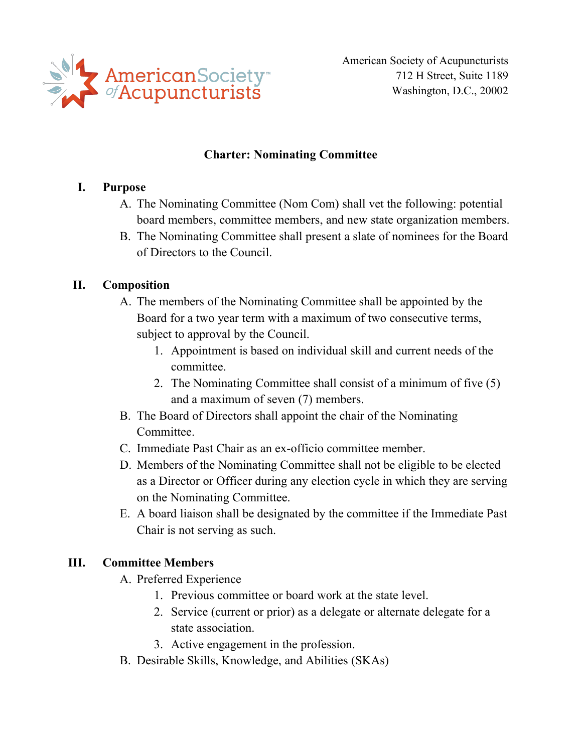American Society of Acupuncturists
712 H Street, Suite 1189
Washington, D.C., 20002

# Charter: Nominating Committee

## I. Purpose

A. The Nominating Committee (Nom Com) shall vet the following: potential board members, committee members, and new state organization members.

B. The Nominating Committee shall present a slate of nominees for the Board of Directors to the Council.

## II. Composition

A. The members of the Nominating Committee shall be appointed by the Board for a two year term with a maximum of two consecutive terms, subject to approval by the Council.

1. Appointment is based on individual skill and current needs of the committee.
2. The Nominating Committee shall consist of a minimum of five (5) and a maximum of seven (7) members.

B. The Board of Directors shall appoint the chair of the Nominating Committee.

C. Immediate Past Chair as an ex-officio committee member.

D. Members of the Nominating Committee shall not be eligible to be elected as a Director or Officer during any election cycle in which they are serving on the Nominating Committee.

E. A board liaison shall be designated by the committee if the Immediate Past Chair is not serving as such.

## III. Committee Members

A. Preferred Experience

1. Previous committee or board work at the state level.
2. Service (current or prior) as a delegate or alternate delegate for a state association.
3. Active engagement in the profession.

B. Desirable Skills, Knowledge, and Abilities (SKAs)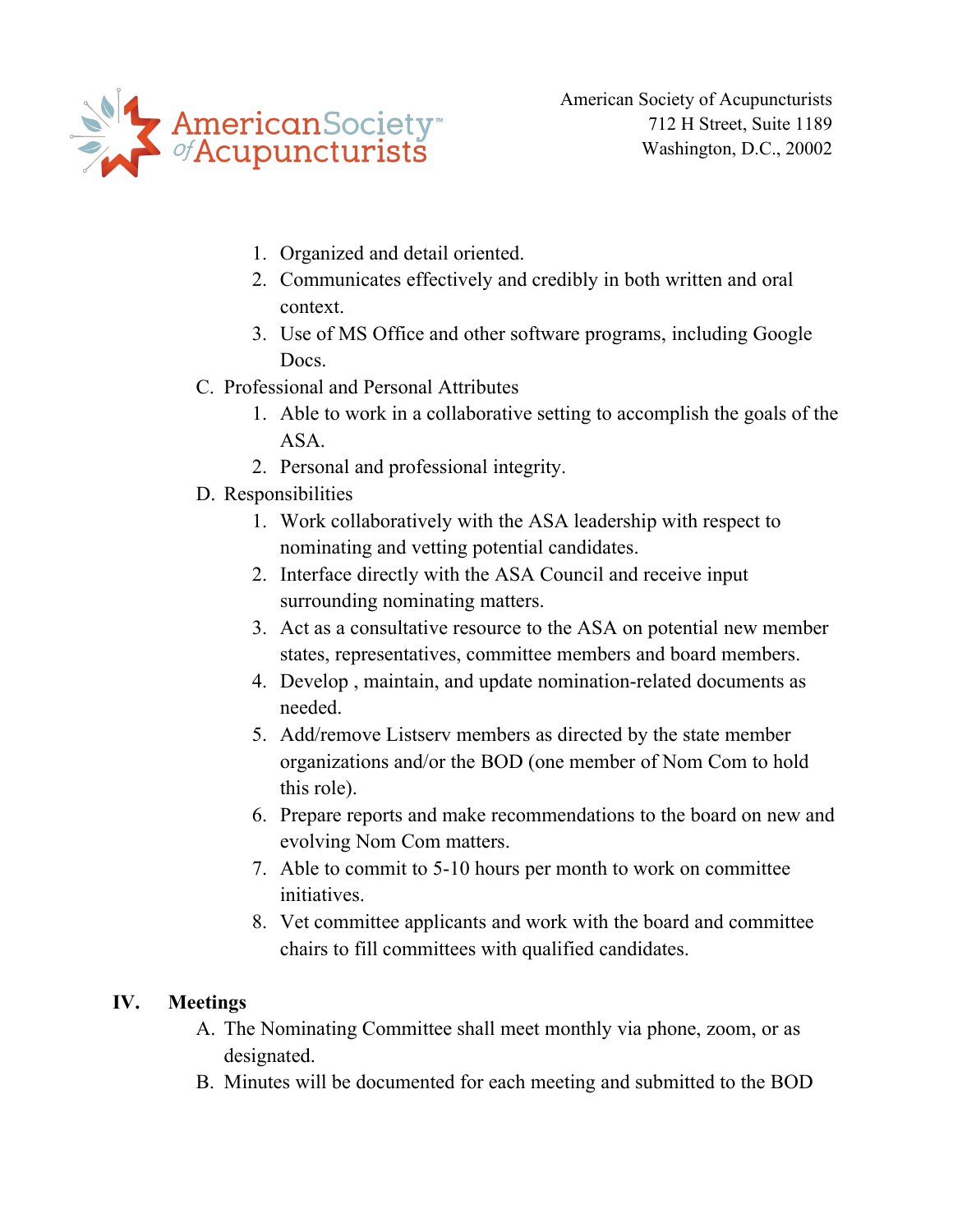1. Organized and detail oriented.
2. Communicates effectively and credibly in both written and oral context.
3. Use of MS Office and other software programs, including Google Docs.

C. Professional and Personal Attributes

1. Able to work in a collaborative setting to accomplish the goals of the ASA.
2. Personal and professional integrity.

D. Responsibilities

1. Work collaboratively with the ASA leadership with respect to nominating and vetting potential candidates.
2. Interface directly with the ASA Council and receive input surrounding nominating matters.
3. Act as a consultative resource to the ASA on potential new member states, representatives, committee members and board members.
4. Develop , maintain, and update nomination-related documents as needed.
5. Add/remove Listserv members as directed by the state member organizations and/or the BOD (one member of Nom Com to hold this role).
6. Prepare reports and make recommendations to the board on new and evolving Nom Com matters.
7. Able to commit to 5-10 hours per month to work on committee initiatives.
8. Vet committee applicants and work with the board and committee chairs to fill committees with qualified candidates.

## IV. Meetings

A. The Nominating Committee shall meet monthly via phone, zoom, or as designated.

B. Minutes will be documented for each meeting and submitted to the BOD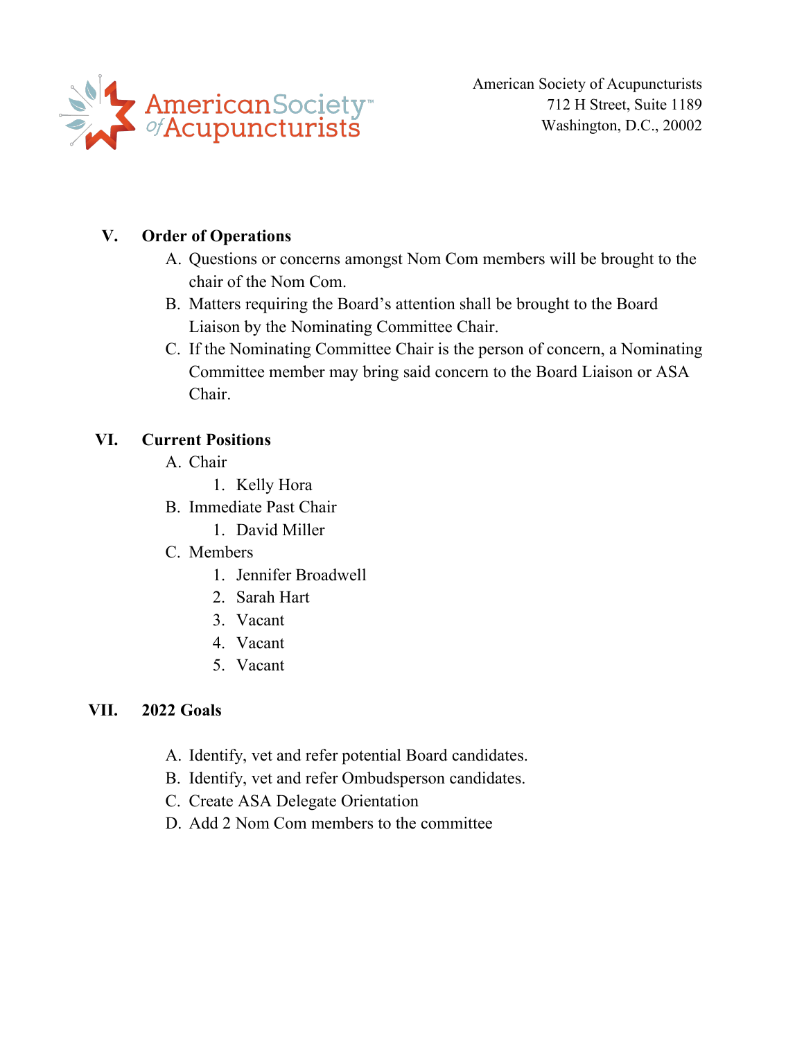American Society of Acupuncturists
712 H Street, Suite 1189
Washington, D.C., 20002

## V. Order of Operations

A. Questions or concerns amongst Nom Com members will be brought to the chair of the Nom Com.

B. Matters requiring the Board's attention shall be brought to the Board Liaison by the Nominating Committee Chair.

C. If the Nominating Committee Chair is the person of concern, a Nominating Committee member may bring said concern to the Board Liaison or ASA Chair.

## VI. Current Positions

A. Chair
   1. Kelly Hora

B. Immediate Past Chair
   1. David Miller

C. Members
   1. Jennifer Broadwell
   2. Sarah Hart
   3. Vacant
   4. Vacant
   5. Vacant

## VII. 2022 Goals

A. Identify, vet and refer potential Board candidates.

B. Identify, vet and refer Ombudsperson candidates.

C. Create ASA Delegate Orientation

D. Add 2 Nom Com members to the committee